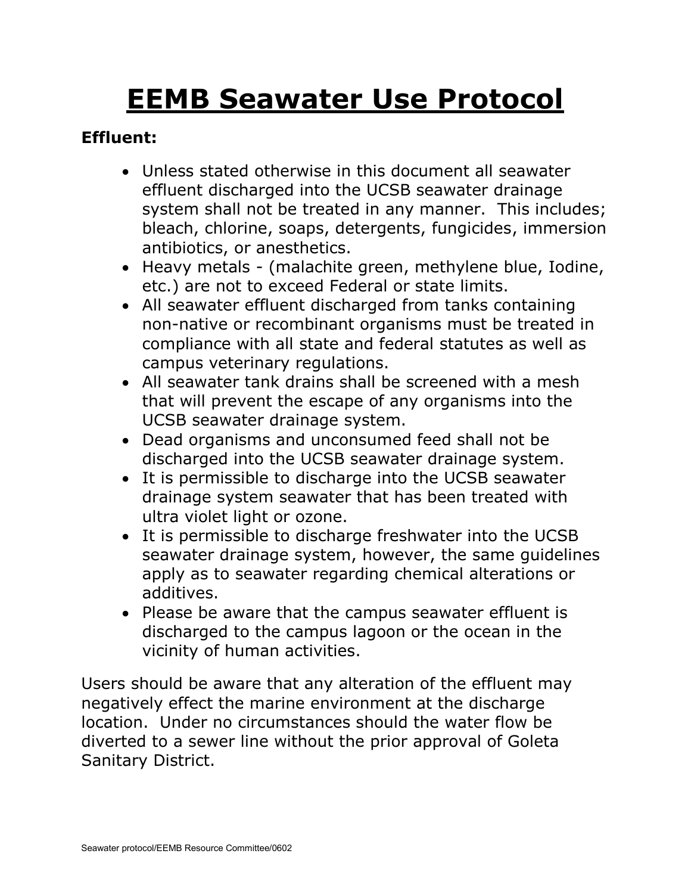# EEMB Seawater Use Protocol

**Effluent:**

- Unless stated otherwise in this document all seawater effluent discharged into the UCSB seawater drainage system shall not be treated in any manner. This includes; bleach, chlorine, soaps, detergents, fungicides, immersion antibiotics, or anesthetics.
- Heavy metals - (malachite green, methylene blue, Iodine, etc.) are not to exceed Federal or state limits.
- All seawater effluent discharged from tanks containing non-native or recombinant organisms must be treated in compliance with all state and federal statutes as well as campus veterinary regulations.
- All seawater tank drains shall be screened with a mesh that will prevent the escape of any organisms into the UCSB seawater drainage system.
- Dead organisms and unconsumed feed shall not be discharged into the UCSB seawater drainage system.
- It is permissible to discharge into the UCSB seawater drainage system seawater that has been treated with ultra violet light or ozone.
- It is permissible to discharge freshwater into the UCSB seawater drainage system, however, the same guidelines apply as to seawater regarding chemical alterations or additives.
- Please be aware that the campus seawater effluent is discharged to the campus lagoon or the ocean in the vicinity of human activities.

Users should be aware that any alteration of the effluent may negatively effect the marine environment at the discharge location. Under no circumstances should the water flow be diverted to a sewer line without the prior approval of Goleta Sanitary District.

Seawater protocol/EEMB Resource Committee/0602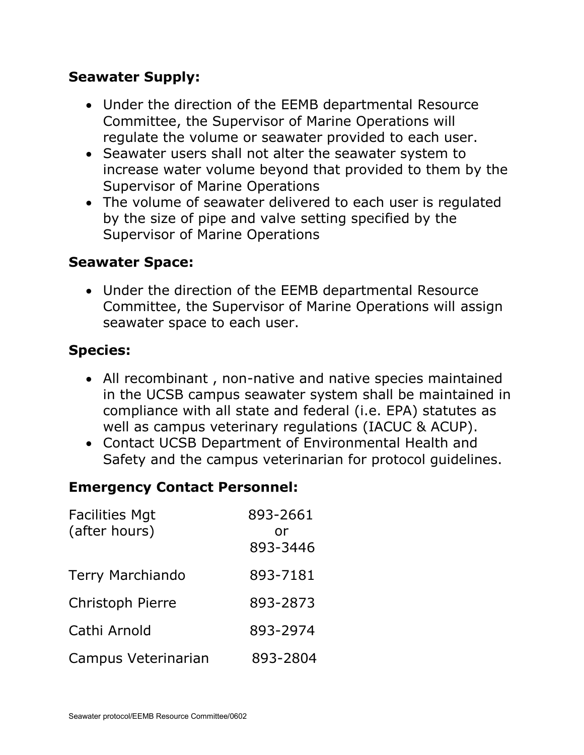## Seawater Supply:

- Under the direction of the EEMB departmental Resource Committee, the Supervisor of Marine Operations will regulate the volume or seawater provided to each user.
- Seawater users shall not alter the seawater system to increase water volume beyond that provided to them by the Supervisor of Marine Operations
- The volume of seawater delivered to each user is regulated by the size of pipe and valve setting specified by the Supervisor of Marine Operations

## Seawater Space:

- Under the direction of the EEMB departmental Resource Committee, the Supervisor of Marine Operations will assign seawater space to each user.

## Species:

- All recombinant , non-native and native species maintained in the UCSB campus seawater system shall be maintained in compliance with all state and federal (i.e. EPA) statutes as well as campus veterinary regulations (IACUC & ACUP).
- Contact UCSB Department of Environmental Health and Safety and the campus veterinarian for protocol guidelines.

## Emergency Contact Personnel:

| | |
|---|---|
| Facilities Mgt (after hours) | 893-2661 or 893-3446 |
| Terry Marchiando | 893-7181 |
| Christoph Pierre | 893-2873 |
| Cathi Arnold | 893-2974 |
| Campus Veterinarian | 893-2804 |

Seawater protocol/EEMB Resource Committee/0602